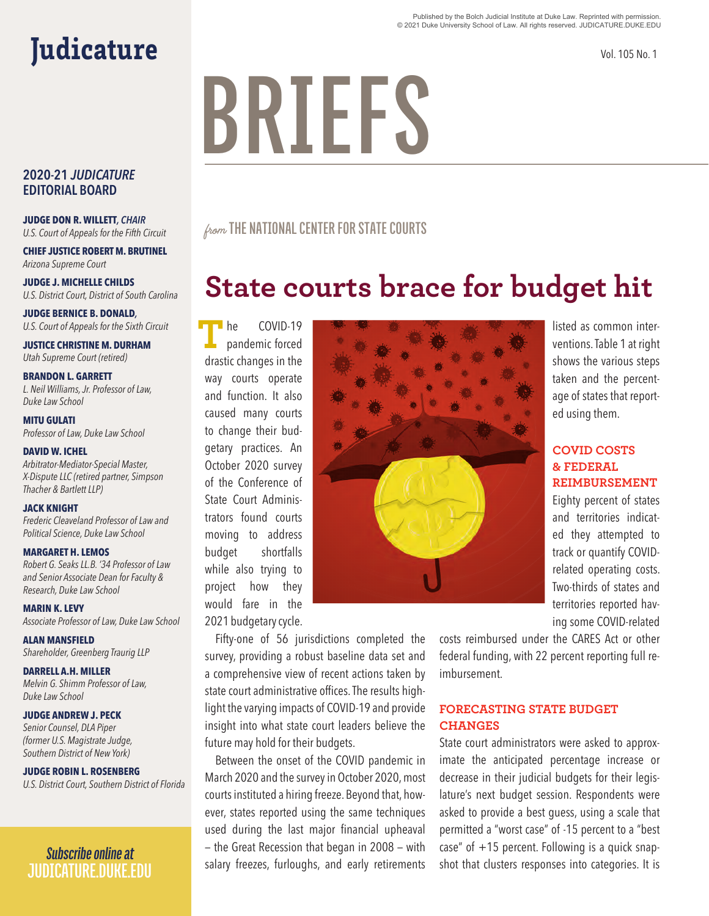Published by the Bolch Judicial Institute at Duke Law. Reprinted with permission.
© 2021 Duke University School of Law. All rights reserved. JUDICATURE.DUKE.EDU

# Judicature

# BRIEFS

## 2020-21 *JUDICATURE* EDITORIAL BOARD

**JUDGE DON R. WILLETT,** ***CHAIR***
*U.S. Court of Appeals for the Fifth Circuit*

**CHIEF JUSTICE ROBERT M. BRUTINEL**
*Arizona Supreme Court*

**JUDGE J. MICHELLE CHILDS**
*U.S. District Court, District of South Carolina*

**JUDGE BERNICE B. DONALD,**
*U.S. Court of Appeals for the Sixth Circuit*

**JUSTICE CHRISTINE M. DURHAM**
*Utah Supreme Court (retired)*

**BRANDON L. GARRETT**
*L. Neil Williams, Jr. Professor of Law, Duke Law School*

**MITU GULATI**
*Professor of Law, Duke Law School*

**DAVID W. ICHEL**
*Arbitrator-Mediator-Special Master, X-Dispute LLC (retired partner, Simpson Thacher & Bartlett LLP)*

**JACK KNIGHT**
*Frederic Cleaveland Professor of Law and Political Science, Duke Law School*

**MARGARET H. LEMOS**
*Robert G. Seaks LL.B. '34 Professor of Law and Senior Associate Dean for Faculty & Research, Duke Law School*

**MARIN K. LEVY**
*Associate Professor of Law, Duke Law School*

**ALAN MANSFIELD**
*Shareholder, Greenberg Traurig LLP*

**DARRELL A.H. MILLER**
*Melvin G. Shimm Professor of Law, Duke Law School*

**JUDGE ANDREW J. PECK**
*Senior Counsel, DLA Piper (former U.S. Magistrate Judge, Southern District of New York)*

**JUDGE ROBIN L. ROSENBERG**
*U.S. District Court, Southern District of Florida*

*Subscribe online at* JUDICATURE.DUKE.EDU

*from* THE NATIONAL CENTER FOR STATE COURTS

## State courts brace for budget hit

The COVID-19 pandemic forced drastic changes in the way courts operate and function. It also caused many courts to change their budgetary practices. An October 2020 survey of the Conference of State Court Administrators found courts moving to address budget shortfalls while also trying to project how they would fare in the 2021 budgetary cycle.

Fifty-one of 56 jurisdictions completed the survey, providing a robust baseline data set and a comprehensive view of recent actions taken by state court administrative offices. The results highlight the varying impacts of COVID-19 and provide insight into what state court leaders believe the future may hold for their budgets.

Between the onset of the COVID pandemic in March 2020 and the survey in October 2020, most courts instituted a hiring freeze. Beyond that, however, states reported using the same techniques used during the last major financial upheaval – the Great Recession that began in 2008 – with salary freezes, furloughs, and early retirements listed as common interventions. Table 1 at right shows the various steps taken and the percentage of states that reported using them.

### COVID COSTS & FEDERAL REIMBURSEMENT

Eighty percent of states and territories indicated they attempted to track or quantify COVID-related operating costs. Two-thirds of states and territories reported having some COVID-related costs reimbursed under the CARES Act or other federal funding, with 22 percent reporting full reimbursement.

### FORECASTING STATE BUDGET CHANGES

State court administrators were asked to approximate the anticipated percentage increase or decrease in their judicial budgets for their legislature's next budget session. Respondents were asked to provide a best guess, using a scale that permitted a "worst case" of -15 percent to a "best case" of +15 percent. Following is a quick snapshot that clusters responses into categories. It is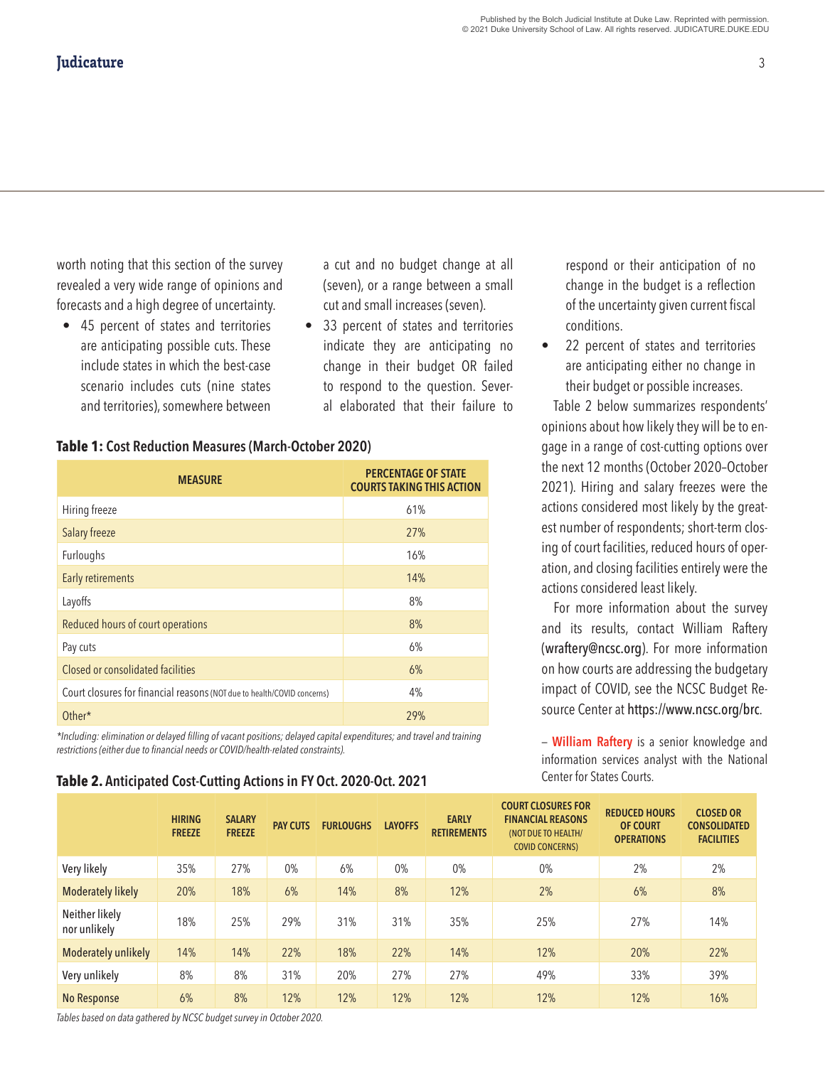worth noting that this section of the survey revealed a very wide range of opinions and forecasts and a high degree of uncertainty.

- 45 percent of states and territories are anticipating possible cuts. These include states in which the best-case scenario includes cuts (nine states and territories), somewhere between a cut and no budget change at all (seven), or a range between a small cut and small increases (seven).
- 33 percent of states and territories indicate they are anticipating no change in their budget OR failed to respond to the question. Several elaborated that their failure to respond or their anticipation of no change in the budget is a reflection of the uncertainty given current fiscal conditions.
- 22 percent of states and territories are anticipating either no change in their budget or possible increases.

Table 2 below summarizes respondents' opinions about how likely they will be to engage in a range of cost-cutting options over the next 12 months (October 2020–October 2021). Hiring and salary freezes were the actions considered most likely by the greatest number of respondents; short-term closing of court facilities, reduced hours of operation, and closing facilities entirely were the actions considered least likely.

For more information about the survey and its results, contact William Raftery (wraftery@ncsc.org). For more information on how courts are addressing the budgetary impact of COVID, see the NCSC Budget Resource Center at https://www.ncsc.org/brc.

– **William Raftery** is a senior knowledge and information services analyst with the National Center for States Courts.

**Table 1: Cost Reduction Measures (March-October 2020)**

| MEASURE | PERCENTAGE OF STATE COURTS TAKING THIS ACTION |
|---|---|
| Hiring freeze | 61% |
| Salary freeze | 27% |
| Furloughs | 16% |
| Early retirements | 14% |
| Layoffs | 8% |
| Reduced hours of court operations | 8% |
| Pay cuts | 6% |
| Closed or consolidated facilities | 6% |
| Court closures for financial reasons (NOT due to health/COVID concerns) | 4% |
| Other* | 29% |

*Including: elimination or delayed filling of vacant positions; delayed capital expenditures; and travel and training restrictions (either due to financial needs or COVID/health-related constraints).*

**Table 2. Anticipated Cost-Cutting Actions in FY Oct. 2020-Oct. 2021**

| | HIRING FREEZE | SALARY FREEZE | PAY CUTS | FURLOUGHS | LAYOFFS | EARLY RETIREMENTS | COURT CLOSURES FOR FINANCIAL REASONS (NOT DUE TO HEALTH/ COVID CONCERNS) | REDUCED HOURS OF COURT OPERATIONS | CLOSED OR CONSOLIDATED FACILITIES |
|---|---|---|---|---|---|---|---|---|---|
| Very likely | 35% | 27% | 0% | 6% | 0% | 0% | 0% | 2% | 2% |
| Moderately likely | 20% | 18% | 6% | 14% | 8% | 12% | 2% | 6% | 8% |
| Neither likely nor unlikely | 18% | 25% | 29% | 31% | 31% | 35% | 25% | 27% | 14% |
| Moderately unlikely | 14% | 14% | 22% | 18% | 22% | 14% | 12% | 20% | 22% |
| Very unlikely | 8% | 8% | 31% | 20% | 27% | 27% | 49% | 33% | 39% |
| No Response | 6% | 8% | 12% | 12% | 12% | 12% | 12% | 12% | 16% |

*Tables based on data gathered by NCSC budget survey in October 2020.*